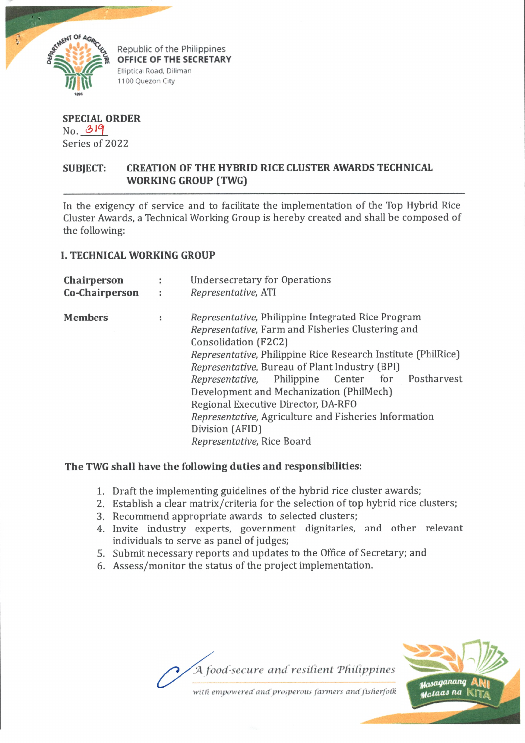Republic of the Philippines
**OFFICE OF THE SECRETARY**
Elliptical Road, Diliman
1100 Quezon City

**SPECIAL ORDER**
No. 319
Series of 2022

**SUBJECT: CREATION OF THE HYBRID RICE CLUSTER AWARDS TECHNICAL WORKING GROUP (TWG)**

In the exigency of service and to facilitate the implementation of the Top Hybrid Rice Cluster Awards, a Technical Working Group is hereby created and shall be composed of the following:

## I. TECHNICAL WORKING GROUP

| | | |
|---|---|---|
| **Chairperson** | : | Undersecretary for Operations |
| **Co-Chairperson** | : | *Representative,* ATI |
| **Members** | : | *Representative,* Philippine Integrated Rice Program<br>*Representative,* Farm and Fisheries Clustering and Consolidation (F2C2)<br>*Representative,* Philippine Rice Research Institute (PhilRice)<br>*Representative,* Bureau of Plant Industry (BPI)<br>*Representative,* Philippine Center for Postharvest Development and Mechanization (PhilMech)<br>Regional Executive Director, DA-RFO<br>*Representative,* Agriculture and Fisheries Information Division (AFID)<br>*Representative,* Rice Board |

**The TWG shall have the following duties and responsibilities:**

1. Draft the implementing guidelines of the hybrid rice cluster awards;
2. Establish a clear matrix/criteria for the selection of top hybrid rice clusters;
3. Recommend appropriate awards to selected clusters;
4. Invite industry experts, government dignitaries, and other relevant individuals to serve as panel of judges;
5. Submit necessary reports and updates to the Office of Secretary; and
6. Assess/monitor the status of the project implementation.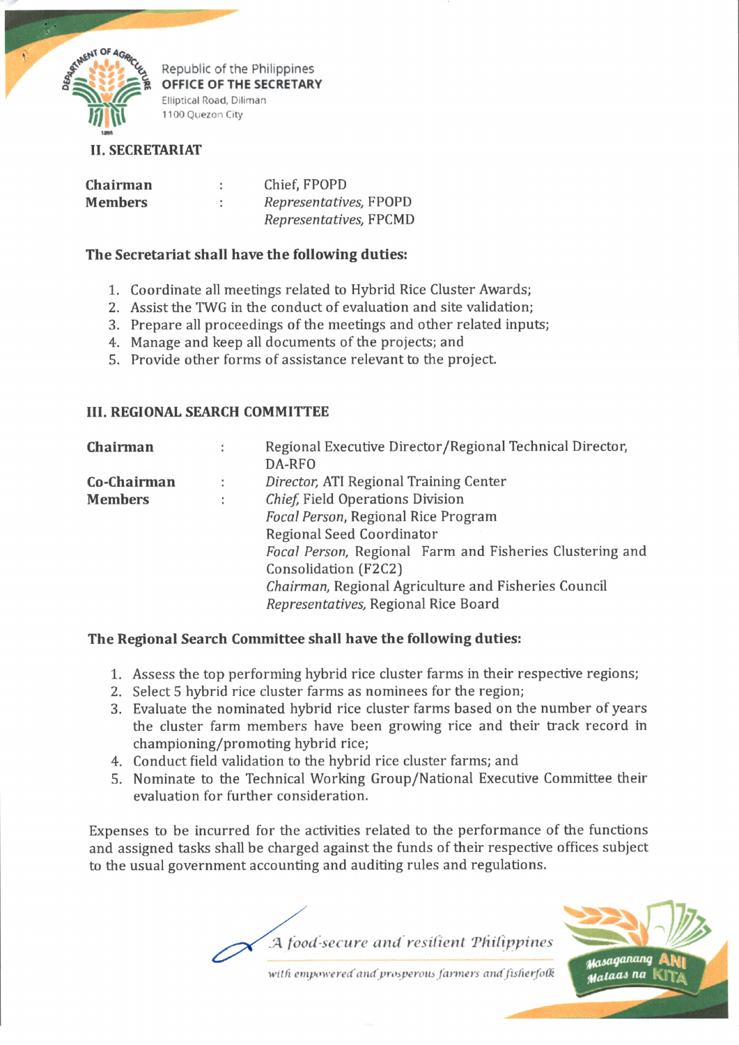## II. SECRETARIAT

| | | |
|---|---|---|
| **Chairman** | : | Chief, FPOPD |
| **Members** | : | *Representatives,* FPOPD |
| | | *Representatives,* FPCMD |

**The Secretariat shall have the following duties:**

1. Coordinate all meetings related to Hybrid Rice Cluster Awards;
2. Assist the TWG in the conduct of evaluation and site validation;
3. Prepare all proceedings of the meetings and other related inputs;
4. Manage and keep all documents of the projects; and
5. Provide other forms of assistance relevant to the project.

## III. REGIONAL SEARCH COMMITTEE

| | | |
|---|---|---|
| **Chairman** | : | Regional Executive Director/Regional Technical Director, DA-RFO |
| **Co-Chairman** | : | *Director,* ATI Regional Training Center |
| **Members** | : | *Chief,* Field Operations Division |
| | | *Focal Person*, Regional Rice Program |
| | | Regional Seed Coordinator |
| | | *Focal Person,* Regional Farm and Fisheries Clustering and Consolidation (F2C2) |
| | | *Chairman,* Regional Agriculture and Fisheries Council |
| | | *Representatives,* Regional Rice Board |

**The Regional Search Committee shall have the following duties:**

1. Assess the top performing hybrid rice cluster farms in their respective regions;
2. Select 5 hybrid rice cluster farms as nominees for the region;
3. Evaluate the nominated hybrid rice cluster farms based on the number of years the cluster farm members have been growing rice and their track record in championing/promoting hybrid rice;
4. Conduct field validation to the hybrid rice cluster farms; and
5. Nominate to the Technical Working Group/National Executive Committee their evaluation for further consideration.

Expenses to be incurred for the activities related to the performance of the functions and assigned tasks shall be charged against the funds of their respective offices subject to the usual government accounting and auditing rules and regulations.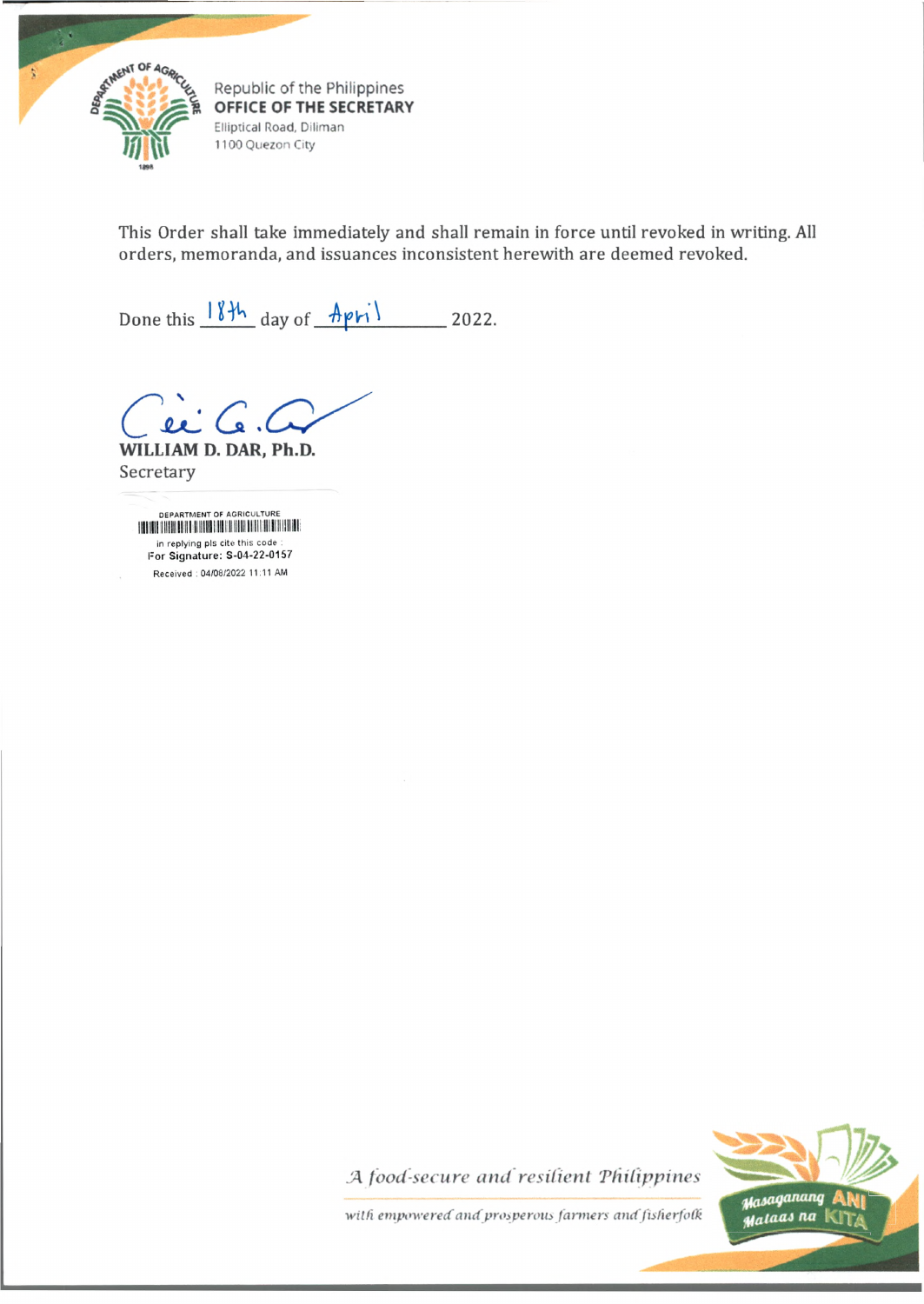Republic of the Philippines
**OFFICE OF THE SECRETARY**
Elliptical Road, Diliman
1100 Quezon City

This Order shall take immediately and shall remain in force until revoked in writing. All orders, memoranda, and issuances inconsistent herewith are deemed revoked.

Done this 18th day of April 2022.

**WILLIAM D. DAR, Ph.D.**
Secretary

DEPARTMENT OF AGRICULTURE
in replying pls cite this code :
For Signature: S-04-22-0157
Received : 04/08/2022 11:11 AM

*A food-secure and resilient Philippines*
*with empowered and prosperous farmers and fisherfolk*

Masaganang ANI Mataas na KITA